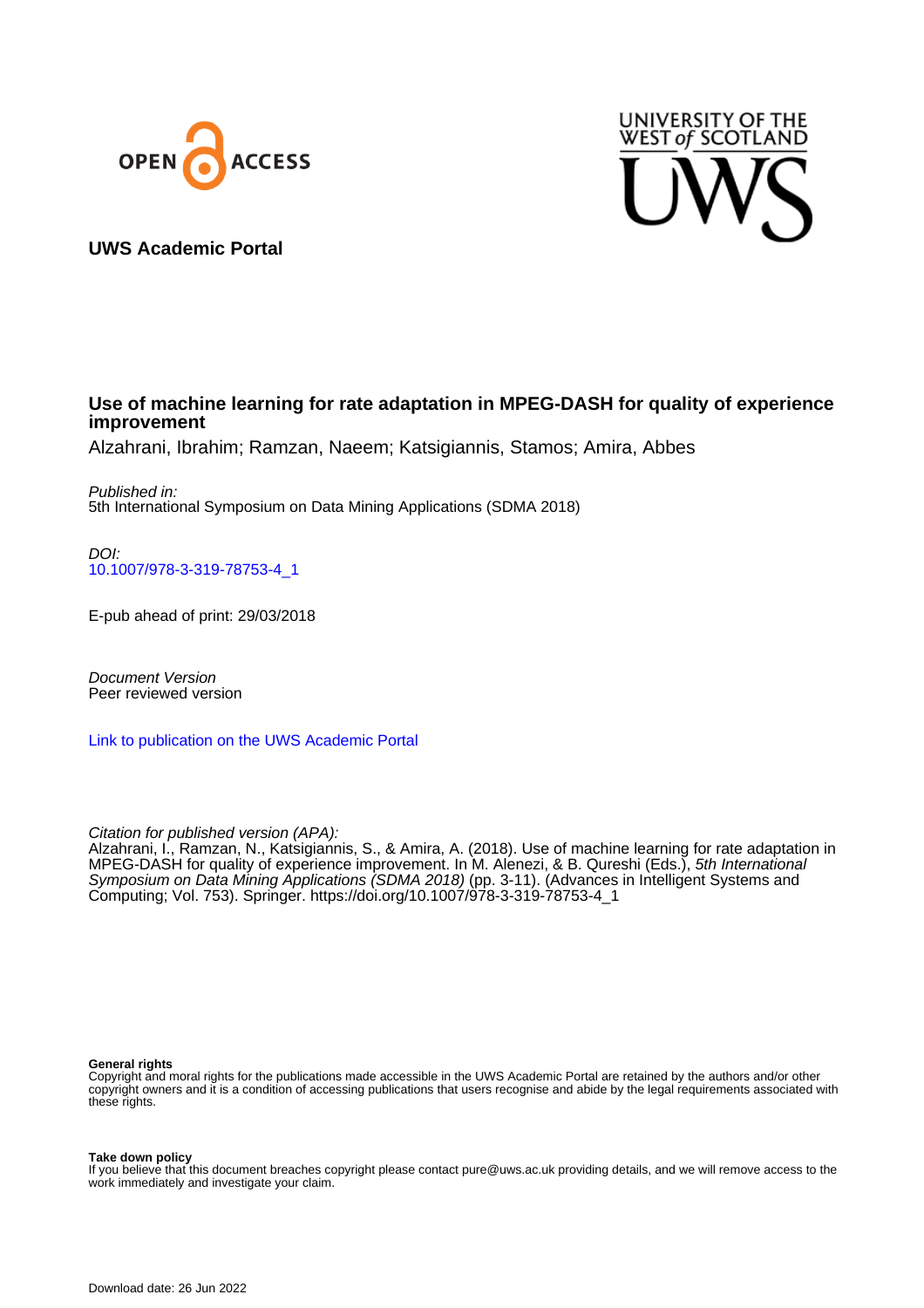OPEN ACCESS

UNIVERSITY OF THE WEST of SCOTLAND

UWS

**UWS Academic Portal**

# Use of machine learning for rate adaptation in MPEG-DASH for quality of experience improvement

Alzahrani, Ibrahim; Ramzan, Naeem; Katsigiannis, Stamos; Amira, Abbes

*Published in:*
5th International Symposium on Data Mining Applications (SDMA 2018)

*DOI:*
10.1007/978-3-319-78753-4_1

E-pub ahead of print: 29/03/2018

*Document Version*
Peer reviewed version

Link to publication on the UWS Academic Portal

*Citation for published version (APA):*
Alzahrani, I., Ramzan, N., Katsigiannis, S., & Amira, A. (2018). Use of machine learning for rate adaptation in MPEG-DASH for quality of experience improvement. In M. Alenezi, & B. Qureshi (Eds.), *5th International Symposium on Data Mining Applications (SDMA 2018)* (pp. 3-11). (Advances in Intelligent Systems and Computing; Vol. 753). Springer. https://doi.org/10.1007/978-3-319-78753-4_1

**General rights**
Copyright and moral rights for the publications made accessible in the UWS Academic Portal are retained by the authors and/or other copyright owners and it is a condition of accessing publications that users recognise and abide by the legal requirements associated with these rights.

**Take down policy**
If you believe that this document breaches copyright please contact pure@uws.ac.uk providing details, and we will remove access to the work immediately and investigate your claim.

Download date: 26 Jun 2022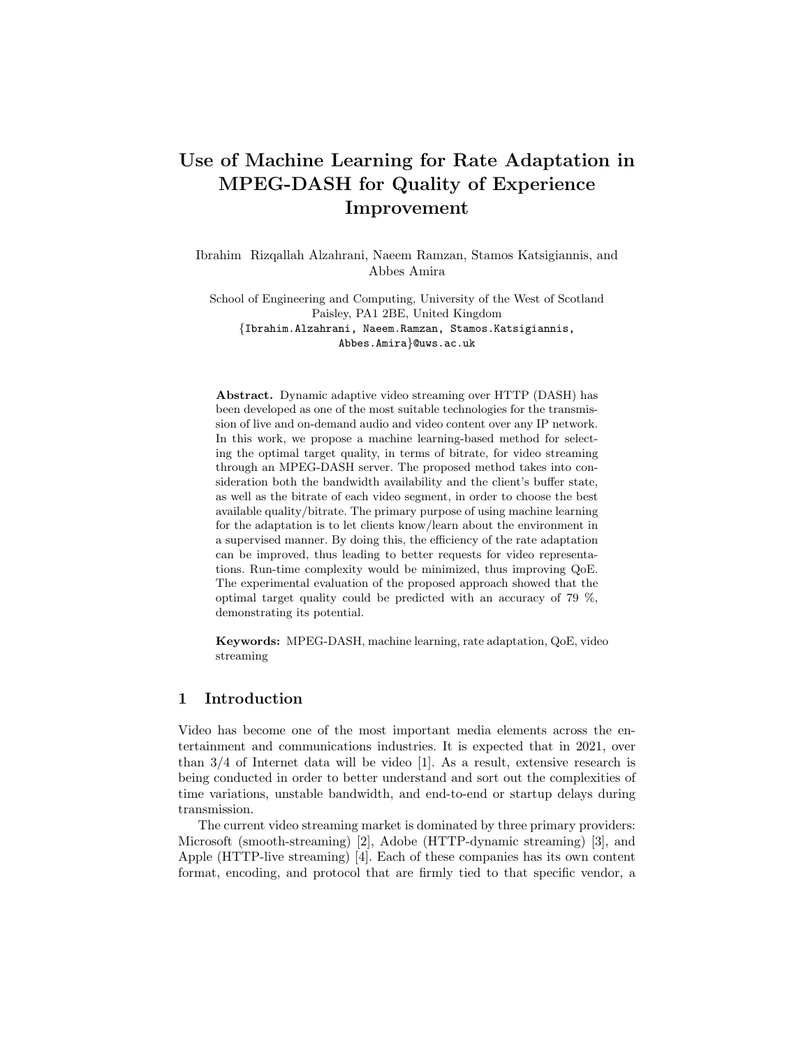# Use of Machine Learning for Rate Adaptation in MPEG-DASH for Quality of Experience Improvement

Ibrahim Rizqallah Alzahrani, Naeem Ramzan, Stamos Katsigiannis, and Abbes Amira

School of Engineering and Computing, University of the West of Scotland
Paisley, PA1 2BE, United Kingdom
{Ibrahim.Alzahrani, Naeem.Ramzan, Stamos.Katsigiannis, Abbes.Amira}@uws.ac.uk

**Abstract.** Dynamic adaptive video streaming over HTTP (DASH) has been developed as one of the most suitable technologies for the transmission of live and on-demand audio and video content over any IP network. In this work, we propose a machine learning-based method for selecting the optimal target quality, in terms of bitrate, for video streaming through an MPEG-DASH server. The proposed method takes into consideration both the bandwidth availability and the client's buffer state, as well as the bitrate of each video segment, in order to choose the best available quality/bitrate. The primary purpose of using machine learning for the adaptation is to let clients know/learn about the environment in a supervised manner. By doing this, the efficiency of the rate adaptation can be improved, thus leading to better requests for video representations. Run-time complexity would be minimized, thus improving QoE. The experimental evaluation of the proposed approach showed that the optimal target quality could be predicted with an accuracy of 79 %, demonstrating its potential.

**Keywords:** MPEG-DASH, machine learning, rate adaptation, QoE, video streaming

## 1 Introduction

Video has become one of the most important media elements across the entertainment and communications industries. It is expected that in 2021, over than 3/4 of Internet data will be video [1]. As a result, extensive research is being conducted in order to better understand and sort out the complexities of time variations, unstable bandwidth, and end-to-end or startup delays during transmission.

The current video streaming market is dominated by three primary providers: Microsoft (smooth-streaming) [2], Adobe (HTTP-dynamic streaming) [3], and Apple (HTTP-live streaming) [4]. Each of these companies has its own content format, encoding, and protocol that are firmly tied to that specific vendor, a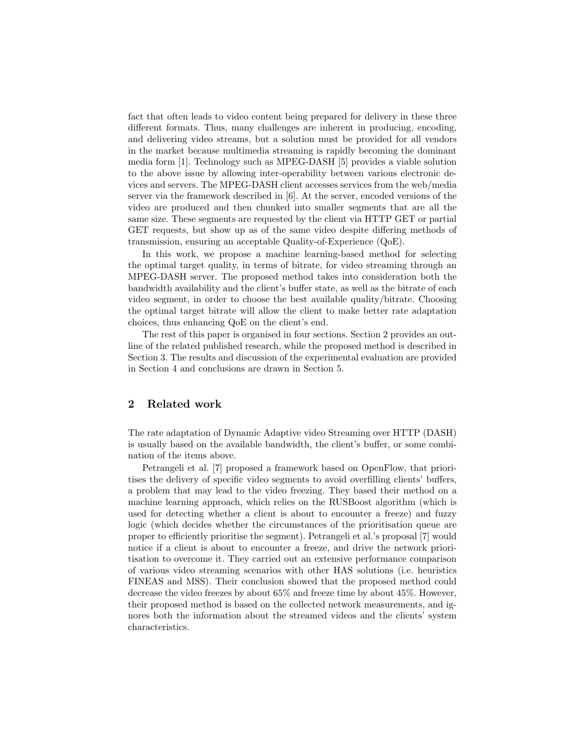fact that often leads to video content being prepared for delivery in these three different formats. Thus, many challenges are inherent in producing, encoding, and delivering video streams, but a solution must be provided for all vendors in the market because multimedia streaming is rapidly becoming the dominant media form [1]. Technology such as MPEG-DASH [5] provides a viable solution to the above issue by allowing inter-operability between various electronic devices and servers. The MPEG-DASH client accesses services from the web/media server via the framework described in [6]. At the server, encoded versions of the video are produced and then chunked into smaller segments that are all the same size. These segments are requested by the client via HTTP GET or partial GET requests, but show up as of the same video despite differing methods of transmission, ensuring an acceptable Quality-of-Experience (QoE).

In this work, we propose a machine learning-based method for selecting the optimal target quality, in terms of bitrate, for video streaming through an MPEG-DASH server. The proposed method takes into consideration both the bandwidth availability and the client's buffer state, as well as the bitrate of each video segment, in order to choose the best available quality/bitrate. Choosing the optimal target bitrate will allow the client to make better rate adaptation choices, thus enhancing QoE on the client's end.

The rest of this paper is organised in four sections. Section 2 provides an outline of the related published research, while the proposed method is described in Section 3. The results and discussion of the experimental evaluation are provided in Section 4 and conclusions are drawn in Section 5.

## 2 Related work

The rate adaptation of Dynamic Adaptive video Streaming over HTTP (DASH) is usually based on the available bandwidth, the client's buffer, or some combination of the items above.

Petrangeli et al. [7] proposed a framework based on OpenFlow, that prioritises the delivery of specific video segments to avoid overfilling clients' buffers, a problem that may lead to the video freezing. They based their method on a machine learning approach, which relies on the RUSBoost algorithm (which is used for detecting whether a client is about to encounter a freeze) and fuzzy logic (which decides whether the circumstances of the prioritisation queue are proper to efficiently prioritise the segment). Petrangeli et al.'s proposal [7] would notice if a client is about to encounter a freeze, and drive the network prioritisation to overcome it. They carried out an extensive performance comparison of various video streaming scenarios with other HAS solutions (i.e. heuristics FINEAS and MSS). Their conclusion showed that the proposed method could decrease the video freezes by about 65% and freeze time by about 45%. However, their proposed method is based on the collected network measurements, and ignores both the information about the streamed videos and the clients' system characteristics.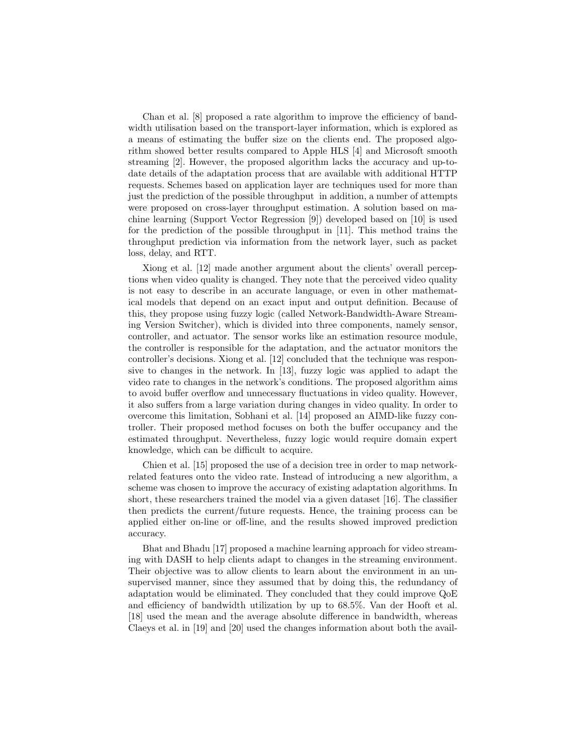Chan et al. [8] proposed a rate algorithm to improve the efficiency of bandwidth utilisation based on the transport-layer information, which is explored as a means of estimating the buffer size on the clients end. The proposed algorithm showed better results compared to Apple HLS [4] and Microsoft smooth streaming [2]. However, the proposed algorithm lacks the accuracy and up-to-date details of the adaptation process that are available with additional HTTP requests. Schemes based on application layer are techniques used for more than just the prediction of the possible throughput in addition, a number of attempts were proposed on cross-layer throughput estimation. A solution based on machine learning (Support Vector Regression [9]) developed based on [10] is used for the prediction of the possible throughput in [11]. This method trains the throughput prediction via information from the network layer, such as packet loss, delay, and RTT.

Xiong et al. [12] made another argument about the clients' overall perceptions when video quality is changed. They note that the perceived video quality is not easy to describe in an accurate language, or even in other mathematical models that depend on an exact input and output definition. Because of this, they propose using fuzzy logic (called Network-Bandwidth-Aware Streaming Version Switcher), which is divided into three components, namely sensor, controller, and actuator. The sensor works like an estimation resource module, the controller is responsible for the adaptation, and the actuator monitors the controller's decisions. Xiong et al. [12] concluded that the technique was responsive to changes in the network. In [13], fuzzy logic was applied to adapt the video rate to changes in the network's conditions. The proposed algorithm aims to avoid buffer overflow and unnecessary fluctuations in video quality. However, it also suffers from a large variation during changes in video quality. In order to overcome this limitation, Sobhani et al. [14] proposed an AIMD-like fuzzy controller. Their proposed method focuses on both the buffer occupancy and the estimated throughput. Nevertheless, fuzzy logic would require domain expert knowledge, which can be difficult to acquire.

Chien et al. [15] proposed the use of a decision tree in order to map network-related features onto the video rate. Instead of introducing a new algorithm, a scheme was chosen to improve the accuracy of existing adaptation algorithms. In short, these researchers trained the model via a given dataset [16]. The classifier then predicts the current/future requests. Hence, the training process can be applied either on-line or off-line, and the results showed improved prediction accuracy.

Bhat and Bhadu [17] proposed a machine learning approach for video streaming with DASH to help clients adapt to changes in the streaming environment. Their objective was to allow clients to learn about the environment in an unsupervised manner, since they assumed that by doing this, the redundancy of adaptation would be eliminated. They concluded that they could improve QoE and efficiency of bandwidth utilization by up to 68.5%. Van der Hooft et al. [18] used the mean and the average absolute difference in bandwidth, whereas Claeys et al. in [19] and [20] used the changes information about both the avail-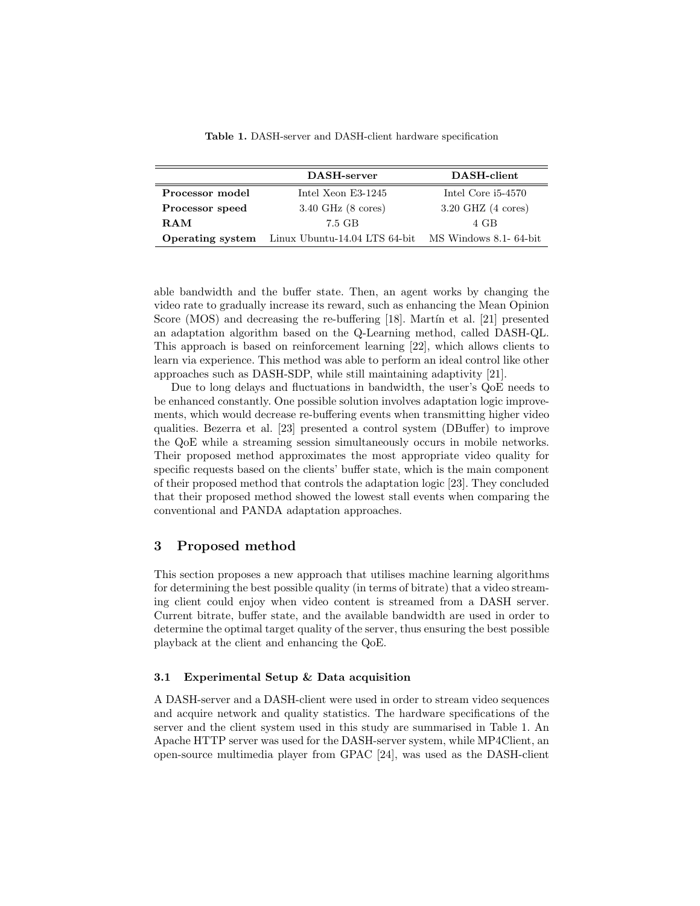**Table 1.** DASH-server and DASH-client hardware specification

| | **DASH-server** | **DASH-client** |
|---|---|---|
| **Processor model** | Intel Xeon E3-1245 | Intel Core i5-4570 |
| **Processor speed** | 3.40 GHz (8 cores) | 3.20 GHZ (4 cores) |
| **RAM** | 7.5 GB | 4 GB |
| **Operating system** | Linux Ubuntu-14.04 LTS 64-bit | MS Windows 8.1- 64-bit |

able bandwidth and the buffer state. Then, an agent works by changing the video rate to gradually increase its reward, such as enhancing the Mean Opinion Score (MOS) and decreasing the re-buffering [18]. Martín et al. [21] presented an adaptation algorithm based on the Q-Learning method, called DASH-QL. This approach is based on reinforcement learning [22], which allows clients to learn via experience. This method was able to perform an ideal control like other approaches such as DASH-SDP, while still maintaining adaptivity [21].

Due to long delays and fluctuations in bandwidth, the user's QoE needs to be enhanced constantly. One possible solution involves adaptation logic improvements, which would decrease re-buffering events when transmitting higher video qualities. Bezerra et al. [23] presented a control system (DBuffer) to improve the QoE while a streaming session simultaneously occurs in mobile networks. Their proposed method approximates the most appropriate video quality for specific requests based on the clients' buffer state, which is the main component of their proposed method that controls the adaptation logic [23]. They concluded that their proposed method showed the lowest stall events when comparing the conventional and PANDA adaptation approaches.

## 3 Proposed method

This section proposes a new approach that utilises machine learning algorithms for determining the best possible quality (in terms of bitrate) that a video streaming client could enjoy when video content is streamed from a DASH server. Current bitrate, buffer state, and the available bandwidth are used in order to determine the optimal target quality of the server, thus ensuring the best possible playback at the client and enhancing the QoE.

### 3.1 Experimental Setup & Data acquisition

A DASH-server and a DASH-client were used in order to stream video sequences and acquire network and quality statistics. The hardware specifications of the server and the client system used in this study are summarised in Table 1. An Apache HTTP server was used for the DASH-server system, while MP4Client, an open-source multimedia player from GPAC [24], was used as the DASH-client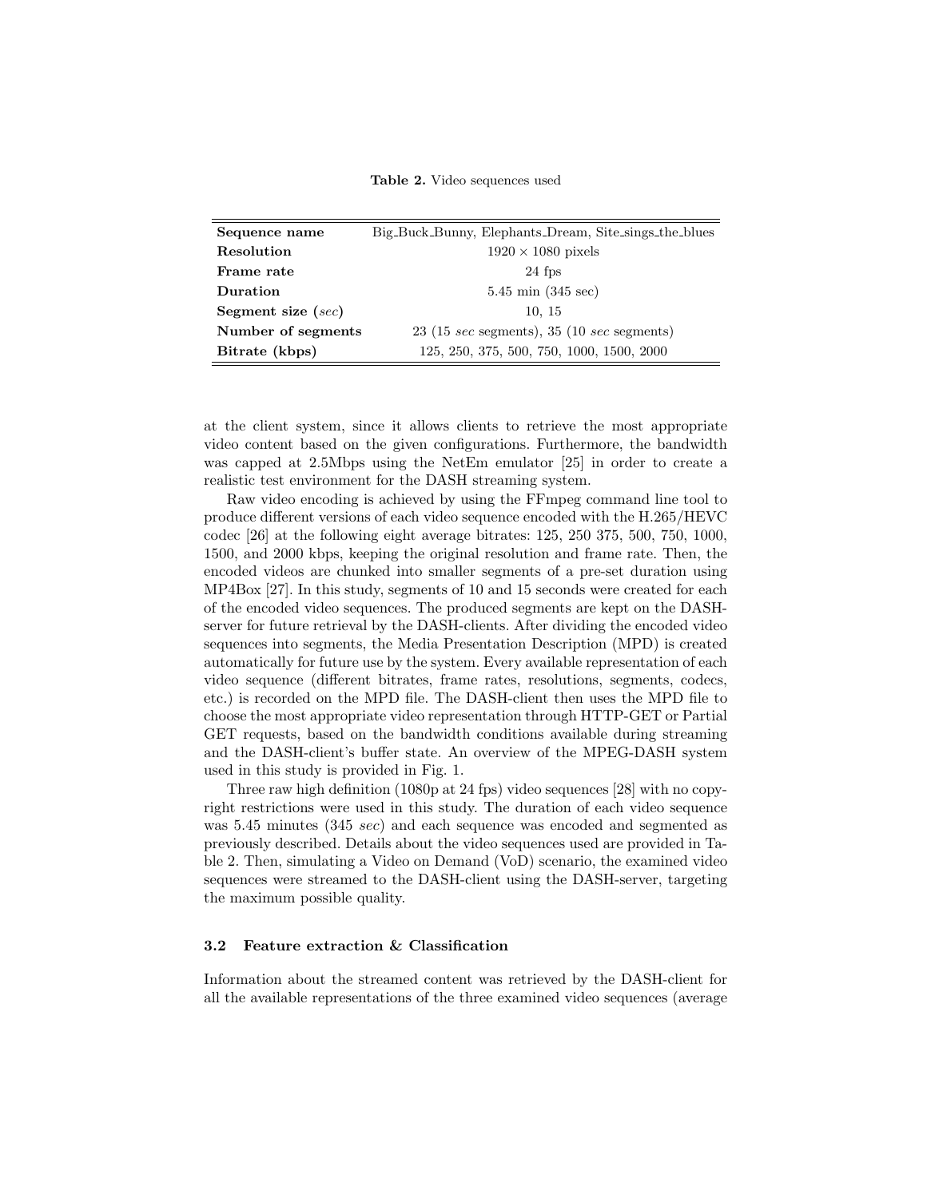**Table 2.** Video sequences used

| | |
|---|---|
| **Sequence name** | Big_Buck_Bunny, Elephants_Dream, Site_sings_the_blues |
| **Resolution** | 1920 × 1080 pixels |
| **Frame rate** | 24 fps |
| **Duration** | 5.45 min (345 sec) |
| **Segment size (*sec*)** | 10, 15 |
| **Number of segments** | 23 (15 *sec* segments), 35 (10 *sec* segments) |
| **Bitrate (kbps)** | 125, 250, 375, 500, 750, 1000, 1500, 2000 |

at the client system, since it allows clients to retrieve the most appropriate video content based on the given configurations. Furthermore, the bandwidth was capped at 2.5Mbps using the NetEm emulator [25] in order to create a realistic test environment for the DASH streaming system.

Raw video encoding is achieved by using the FFmpeg command line tool to produce different versions of each video sequence encoded with the H.265/HEVC codec [26] at the following eight average bitrates: 125, 250 375, 500, 750, 1000, 1500, and 2000 kbps, keeping the original resolution and frame rate. Then, the encoded videos are chunked into smaller segments of a pre-set duration using MP4Box [27]. In this study, segments of 10 and 15 seconds were created for each of the encoded video sequences. The produced segments are kept on the DASH-server for future retrieval by the DASH-clients. After dividing the encoded video sequences into segments, the Media Presentation Description (MPD) is created automatically for future use by the system. Every available representation of each video sequence (different bitrates, frame rates, resolutions, segments, codecs, etc.) is recorded on the MPD file. The DASH-client then uses the MPD file to choose the most appropriate video representation through HTTP-GET or Partial GET requests, based on the bandwidth conditions available during streaming and the DASH-client's buffer state. An overview of the MPEG-DASH system used in this study is provided in Fig. 1.

Three raw high definition (1080p at 24 fps) video sequences [28] with no copyright restrictions were used in this study. The duration of each video sequence was 5.45 minutes (345 *sec*) and each sequence was encoded and segmented as previously described. Details about the video sequences used are provided in Table 2. Then, simulating a Video on Demand (VoD) scenario, the examined video sequences were streamed to the DASH-client using the DASH-server, targeting the maximum possible quality.

### 3.2 Feature extraction & Classification

Information about the streamed content was retrieved by the DASH-client for all the available representations of the three examined video sequences (average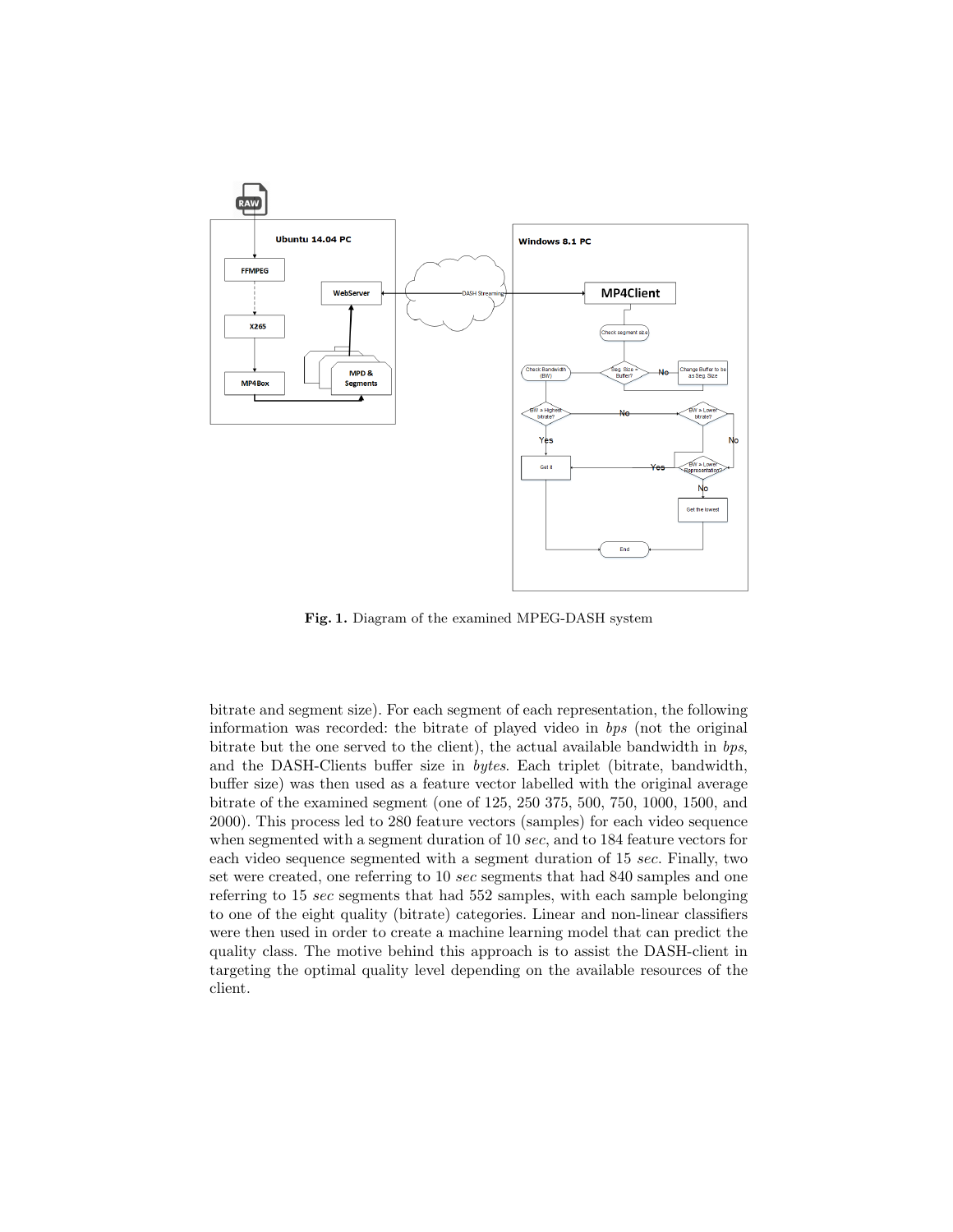**Fig. 1.** Diagram of the examined MPEG-DASH system

bitrate and segment size). For each segment of each representation, the following information was recorded: the bitrate of played video in *bps* (not the original bitrate but the one served to the client), the actual available bandwidth in *bps*, and the DASH-Clients buffer size in *bytes*. Each triplet (bitrate, bandwidth, buffer size) was then used as a feature vector labelled with the original average bitrate of the examined segment (one of 125, 250 375, 500, 750, 1000, 1500, and 2000). This process led to 280 feature vectors (samples) for each video sequence when segmented with a segment duration of 10 *sec*, and to 184 feature vectors for each video sequence segmented with a segment duration of 15 *sec*. Finally, two set were created, one referring to 10 *sec* segments that had 840 samples and one referring to 15 *sec* segments that had 552 samples, with each sample belonging to one of the eight quality (bitrate) categories. Linear and non-linear classifiers were then used in order to create a machine learning model that can predict the quality class. The motive behind this approach is to assist the DASH-client in targeting the optimal quality level depending on the available resources of the client.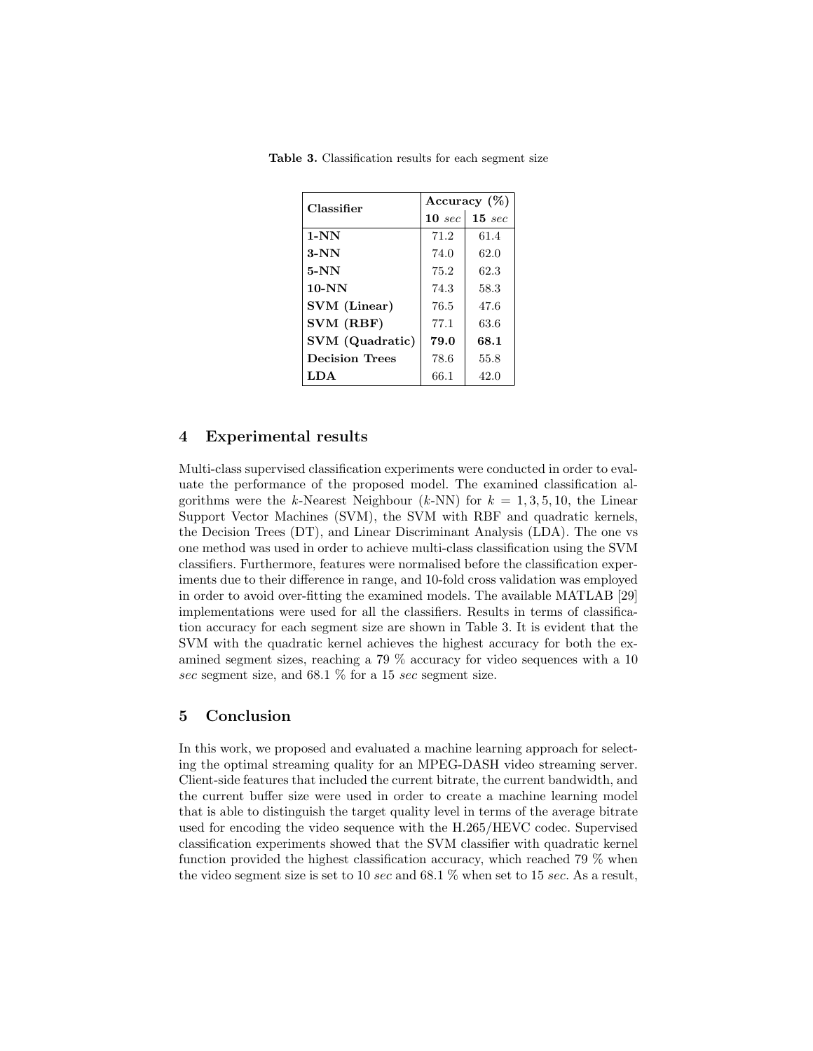**Table 3.** Classification results for each segment size

| Classifier | Accuracy (%) | |
|---|---|---|
| | **10** *sec* | **15** *sec* |
| **1-NN** | 71.2 | 61.4 |
| **3-NN** | 74.0 | 62.0 |
| **5-NN** | 75.2 | 62.3 |
| **10-NN** | 74.3 | 58.3 |
| **SVM (Linear)** | 76.5 | 47.6 |
| **SVM (RBF)** | 77.1 | 63.6 |
| **SVM (Quadratic)** | **79.0** | **68.1** |
| **Decision Trees** | 78.6 | 55.8 |
| **LDA** | 66.1 | 42.0 |

## 4 Experimental results

Multi-class supervised classification experiments were conducted in order to evaluate the performance of the proposed model. The examined classification algorithms were the $k$-Nearest Neighbour ($k$-NN) for $k = 1, 3, 5, 10$, the Linear Support Vector Machines (SVM), the SVM with RBF and quadratic kernels, the Decision Trees (DT), and Linear Discriminant Analysis (LDA). The one vs one method was used in order to achieve multi-class classification using the SVM classifiers. Furthermore, features were normalised before the classification experiments due to their difference in range, and 10-fold cross validation was employed in order to avoid over-fitting the examined models. The available MATLAB [29] implementations were used for all the classifiers. Results in terms of classification accuracy for each segment size are shown in Table 3. It is evident that the SVM with the quadratic kernel achieves the highest accuracy for both the examined segment sizes, reaching a 79 % accuracy for video sequences with a 10 *sec* segment size, and 68.1 % for a 15 *sec* segment size.

## 5 Conclusion

In this work, we proposed and evaluated a machine learning approach for selecting the optimal streaming quality for an MPEG-DASH video streaming server. Client-side features that included the current bitrate, the current bandwidth, and the current buffer size were used in order to create a machine learning model that is able to distinguish the target quality level in terms of the average bitrate used for encoding the video sequence with the H.265/HEVC codec. Supervised classification experiments showed that the SVM classifier with quadratic kernel function provided the highest classification accuracy, which reached 79 % when the video segment size is set to 10 *sec* and 68.1 % when set to 15 *sec*. As a result,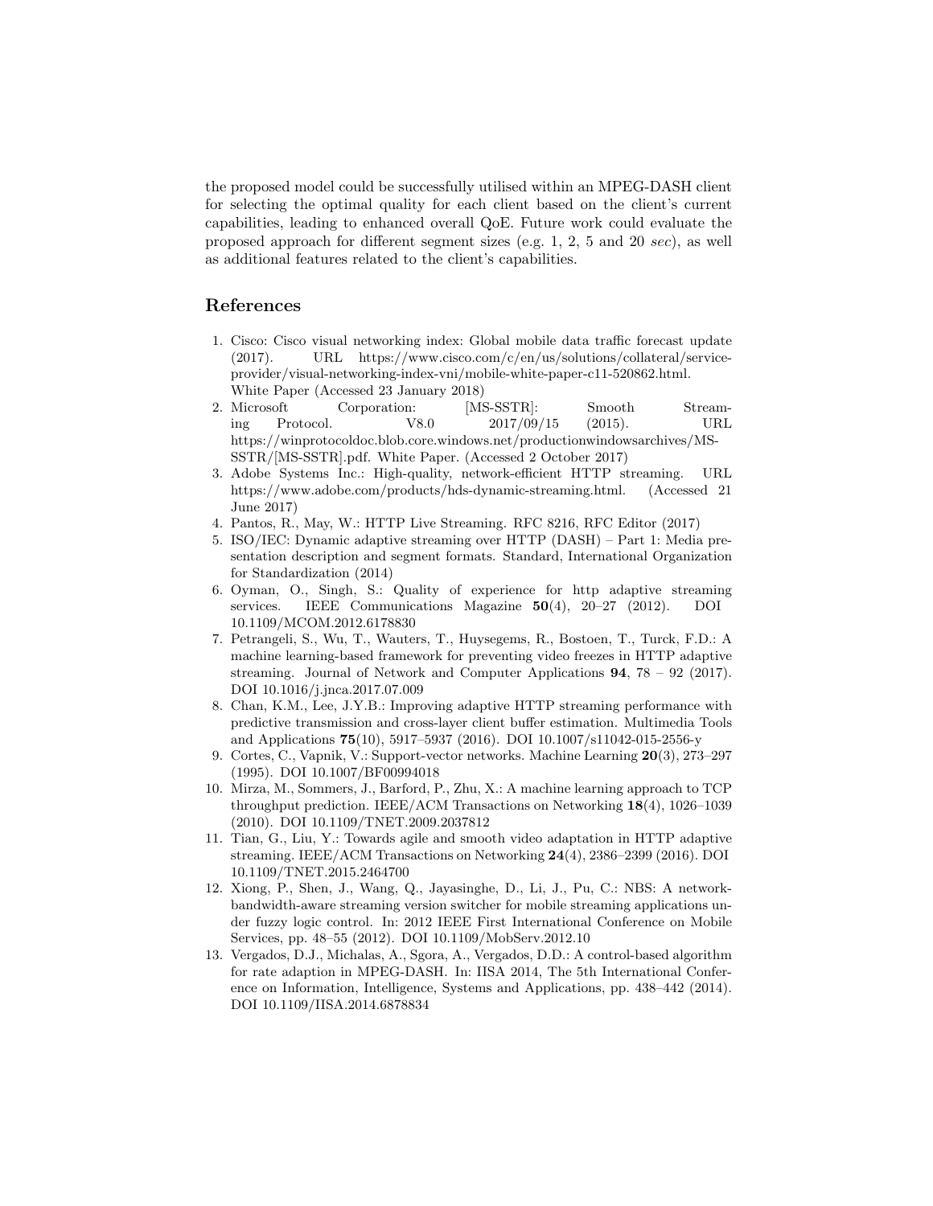the proposed model could be successfully utilised within an MPEG-DASH client for selecting the optimal quality for each client based on the client's current capabilities, leading to enhanced overall QoE. Future work could evaluate the proposed approach for different segment sizes (e.g. 1, 2, 5 and 20 *sec*), as well as additional features related to the client's capabilities.

## References

1. Cisco: Cisco visual networking index: Global mobile data traffic forecast update (2017). URL https://www.cisco.com/c/en/us/solutions/collateral/service-provider/visual-networking-index-vni/mobile-white-paper-c11-520862.html. White Paper (Accessed 23 January 2018)
2. Microsoft Corporation: [MS-SSTR]: Smooth Streaming Protocol. V8.0 2017/09/15 (2015). URL https://winprotocoldoc.blob.core.windows.net/productionwindowsarchives/MS-SSTR/[MS-SSTR].pdf. White Paper. (Accessed 2 October 2017)
3. Adobe Systems Inc.: High-quality, network-efficient HTTP streaming. URL https://www.adobe.com/products/hds-dynamic-streaming.html. (Accessed 21 June 2017)
4. Pantos, R., May, W.: HTTP Live Streaming. RFC 8216, RFC Editor (2017)
5. ISO/IEC: Dynamic adaptive streaming over HTTP (DASH) – Part 1: Media presentation description and segment formats. Standard, International Organization for Standardization (2014)
6. Oyman, O., Singh, S.: Quality of experience for http adaptive streaming services. IEEE Communications Magazine **50**(4), 20–27 (2012). DOI 10.1109/MCOM.2012.6178830
7. Petrangeli, S., Wu, T., Wauters, T., Huysegems, R., Bostoen, T., Turck, F.D.: A machine learning-based framework for preventing video freezes in HTTP adaptive streaming. Journal of Network and Computer Applications **94**, 78 – 92 (2017). DOI 10.1016/j.jnca.2017.07.009
8. Chan, K.M., Lee, J.Y.B.: Improving adaptive HTTP streaming performance with predictive transmission and cross-layer client buffer estimation. Multimedia Tools and Applications **75**(10), 5917–5937 (2016). DOI 10.1007/s11042-015-2556-y
9. Cortes, C., Vapnik, V.: Support-vector networks. Machine Learning **20**(3), 273–297 (1995). DOI 10.1007/BF00994018
10. Mirza, M., Sommers, J., Barford, P., Zhu, X.: A machine learning approach to TCP throughput prediction. IEEE/ACM Transactions on Networking **18**(4), 1026–1039 (2010). DOI 10.1109/TNET.2009.2037812
11. Tian, G., Liu, Y.: Towards agile and smooth video adaptation in HTTP adaptive streaming. IEEE/ACM Transactions on Networking **24**(4), 2386–2399 (2016). DOI 10.1109/TNET.2015.2464700
12. Xiong, P., Shen, J., Wang, Q., Jayasinghe, D., Li, J., Pu, C.: NBS: A network-bandwidth-aware streaming version switcher for mobile streaming applications under fuzzy logic control. In: 2012 IEEE First International Conference on Mobile Services, pp. 48–55 (2012). DOI 10.1109/MobServ.2012.10
13. Vergados, D.J., Michalas, A., Sgora, A., Vergados, D.D.: A control-based algorithm for rate adaption in MPEG-DASH. In: IISA 2014, The 5th International Conference on Information, Intelligence, Systems and Applications, pp. 438–442 (2014). DOI 10.1109/IISA.2014.6878834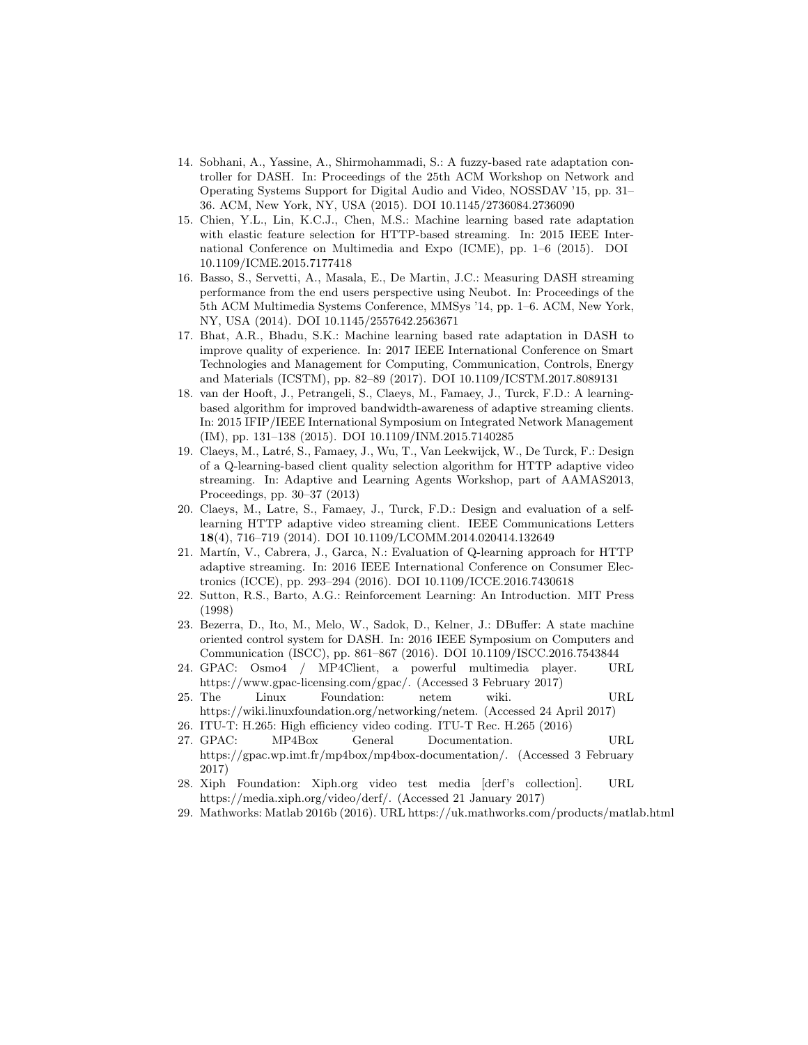14. Sobhani, A., Yassine, A., Shirmohammadi, S.: A fuzzy-based rate adaptation controller for DASH. In: Proceedings of the 25th ACM Workshop on Network and Operating Systems Support for Digital Audio and Video, NOSSDAV '15, pp. 31–36. ACM, New York, NY, USA (2015). DOI 10.1145/2736084.2736090
15. Chien, Y.L., Lin, K.C.J., Chen, M.S.: Machine learning based rate adaptation with elastic feature selection for HTTP-based streaming. In: 2015 IEEE International Conference on Multimedia and Expo (ICME), pp. 1–6 (2015). DOI 10.1109/ICME.2015.7177418
16. Basso, S., Servetti, A., Masala, E., De Martin, J.C.: Measuring DASH streaming performance from the end users perspective using Neubot. In: Proceedings of the 5th ACM Multimedia Systems Conference, MMSys '14, pp. 1–6. ACM, New York, NY, USA (2014). DOI 10.1145/2557642.2563671
17. Bhat, A.R., Bhadu, S.K.: Machine learning based rate adaptation in DASH to improve quality of experience. In: 2017 IEEE International Conference on Smart Technologies and Management for Computing, Communication, Controls, Energy and Materials (ICSTM), pp. 82–89 (2017). DOI 10.1109/ICSTM.2017.8089131
18. van der Hooft, J., Petrangeli, S., Claeys, M., Famaey, J., Turck, F.D.: A learning-based algorithm for improved bandwidth-awareness of adaptive streaming clients. In: 2015 IFIP/IEEE International Symposium on Integrated Network Management (IM), pp. 131–138 (2015). DOI 10.1109/INM.2015.7140285
19. Claeys, M., Latré, S., Famaey, J., Wu, T., Van Leekwijck, W., De Turck, F.: Design of a Q-learning-based client quality selection algorithm for HTTP adaptive video streaming. In: Adaptive and Learning Agents Workshop, part of AAMAS2013, Proceedings, pp. 30–37 (2013)
20. Claeys, M., Latre, S., Famaey, J., Turck, F.D.: Design and evaluation of a self-learning HTTP adaptive video streaming client. IEEE Communications Letters **18**(4), 716–719 (2014). DOI 10.1109/LCOMM.2014.020414.132649
21. Martín, V., Cabrera, J., Garca, N.: Evaluation of Q-learning approach for HTTP adaptive streaming. In: 2016 IEEE International Conference on Consumer Electronics (ICCE), pp. 293–294 (2016). DOI 10.1109/ICCE.2016.7430618
22. Sutton, R.S., Barto, A.G.: Reinforcement Learning: An Introduction. MIT Press (1998)
23. Bezerra, D., Ito, M., Melo, W., Sadok, D., Kelner, J.: DBuffer: A state machine oriented control system for DASH. In: 2016 IEEE Symposium on Computers and Communication (ISCC), pp. 861–867 (2016). DOI 10.1109/ISCC.2016.7543844
24. GPAC: Osmo4 / MP4Client, a powerful multimedia player. URL https://www.gpac-licensing.com/gpac/. (Accessed 3 February 2017)
25. The Linux Foundation: netem wiki. URL https://wiki.linuxfoundation.org/networking/netem. (Accessed 24 April 2017)
26. ITU-T: H.265: High efficiency video coding. ITU-T Rec. H.265 (2016)
27. GPAC: MP4Box General Documentation. URL https://gpac.wp.imt.fr/mp4box/mp4box-documentation/. (Accessed 3 February 2017)
28. Xiph Foundation: Xiph.org video test media [derf's collection]. URL https://media.xiph.org/video/derf/. (Accessed 21 January 2017)
29. Mathworks: Matlab 2016b (2016). URL https://uk.mathworks.com/products/matlab.html